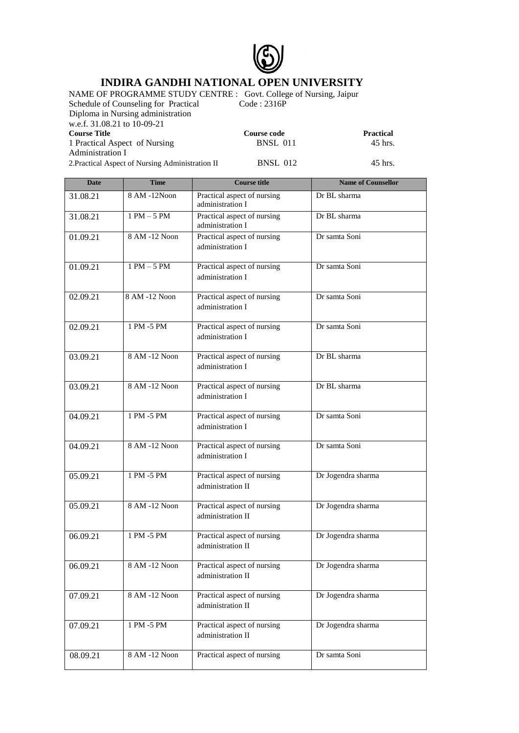# INDIRA GANDHI NATIONAL OPEN UNIVERSITY

NAME OF PROGRAMME STUDY CENTRE : Govt. College of Nursing, Jaipur

Schedule of Counseling for Practical Code : 2316P

Diploma in Nursing administration

w.e.f. 31.08.21 to 10-09-21

| **Course Title** | **Course code** | **Practical** |
|---|---|---|
| 1 Practical Aspect of Nursing Administration I | BNSL 011 | 45 hrs. |
| 2.Practical Aspect of Nursing Administration II | BNSL 012 | 45 hrs. |

| Date | Time | Course title | Name of Counsellor |
|---|---|---|---|
| 31.08.21 | 8 AM -12Noon | Practical aspect of nursing administration I | Dr BL sharma |
| 31.08.21 | 1 PM – 5 PM | Practical aspect of nursing administration I | Dr BL sharma |
| 01.09.21 | 8 AM -12 Noon | Practical aspect of nursing administration I | Dr samta Soni |
| 01.09.21 | 1 PM – 5 PM | Practical aspect of nursing administration I | Dr samta Soni |
| 02.09.21 | 8 AM -12 Noon | Practical aspect of nursing administration I | Dr samta Soni |
| 02.09.21 | 1 PM -5 PM | Practical aspect of nursing administration I | Dr samta Soni |
| 03.09.21 | 8 AM -12 Noon | Practical aspect of nursing administration I | Dr BL sharma |
| 03.09.21 | 8 AM -12 Noon | Practical aspect of nursing administration I | Dr BL sharma |
| 04.09.21 | 1 PM -5 PM | Practical aspect of nursing administration I | Dr samta Soni |
| 04.09.21 | 8 AM -12 Noon | Practical aspect of nursing administration I | Dr samta Soni |
| 05.09.21 | 1 PM -5 PM | Practical aspect of nursing administration II | Dr Jogendra sharma |
| 05.09.21 | 8 AM -12 Noon | Practical aspect of nursing administration II | Dr Jogendra sharma |
| 06.09.21 | 1 PM -5 PM | Practical aspect of nursing administration II | Dr Jogendra sharma |
| 06.09.21 | 8 AM -12 Noon | Practical aspect of nursing administration II | Dr Jogendra sharma |
| 07.09.21 | 8 AM -12 Noon | Practical aspect of nursing administration II | Dr Jogendra sharma |
| 07.09.21 | 1 PM -5 PM | Practical aspect of nursing administration II | Dr Jogendra sharma |
| 08.09.21 | 8 AM -12 Noon | Practical aspect of nursing | Dr samta Soni |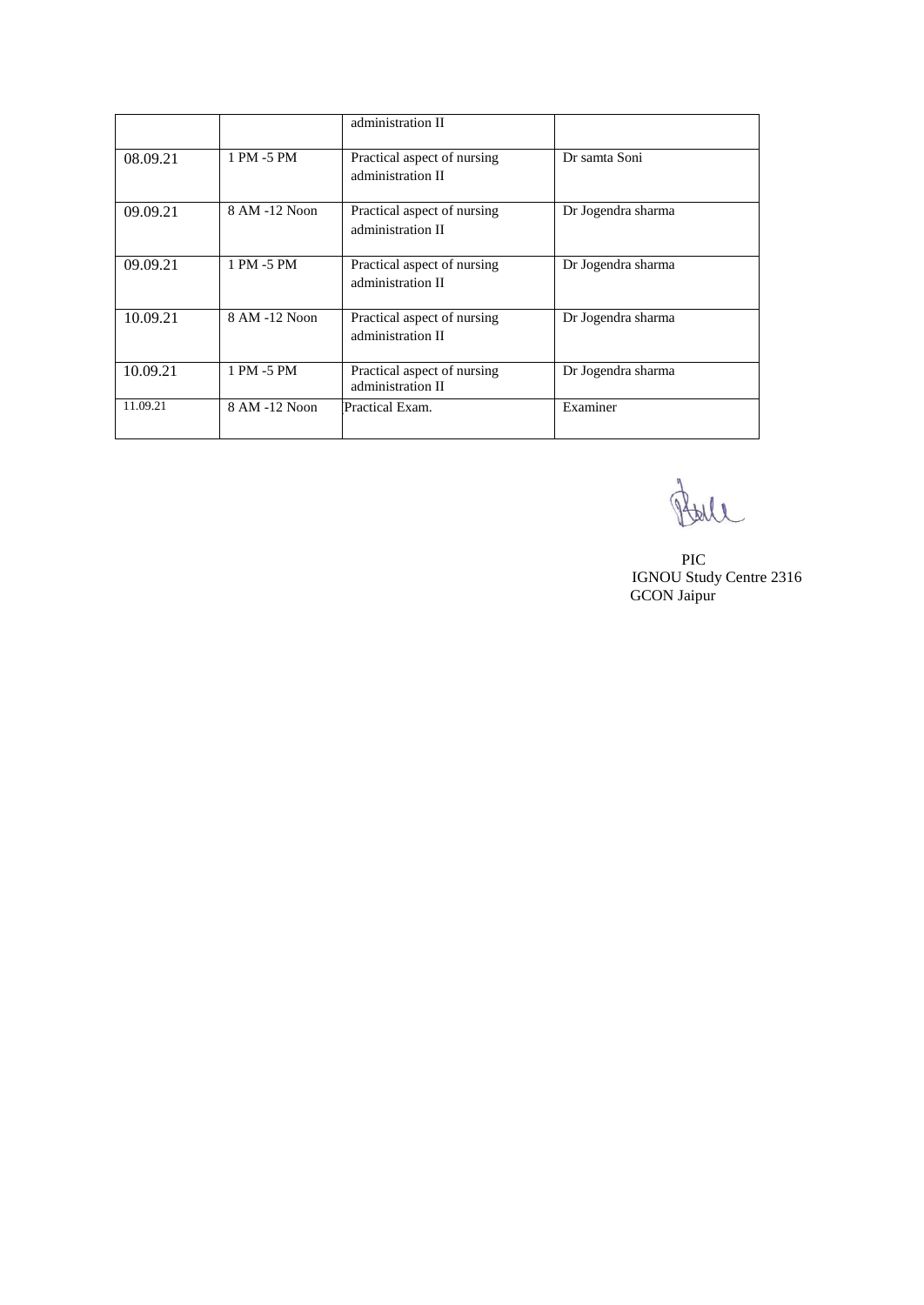| | | | |
|---|---|---|---|
| | | administration II | |
| 08.09.21 | 1 PM -5 PM | Practical aspect of nursing administration II | Dr samta Soni |
| 09.09.21 | 8 AM -12 Noon | Practical aspect of nursing administration II | Dr Jogendra sharma |
| 09.09.21 | 1 PM -5 PM | Practical aspect of nursing administration II | Dr Jogendra sharma |
| 10.09.21 | 8 AM -12 Noon | Practical aspect of nursing administration II | Dr Jogendra sharma |
| 10.09.21 | 1 PM -5 PM | Practical aspect of nursing administration II | Dr Jogendra sharma |
| 11.09.21 | 8 AM -12 Noon | Practical Exam. | Examiner |

PIC
IGNOU Study Centre 2316
GCON Jaipur